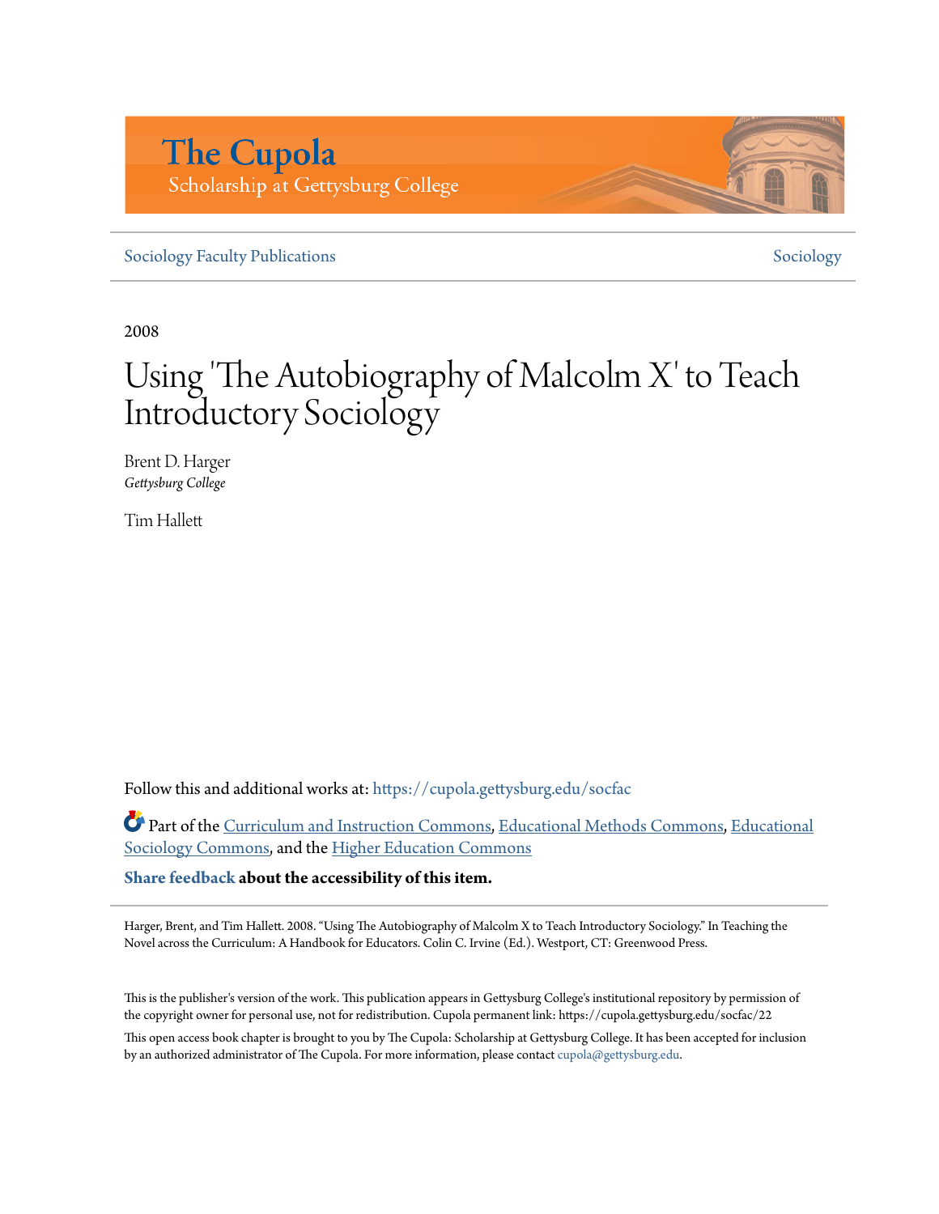# The Cupola

Scholarship at Gettysburg College

Sociology Faculty Publications | Sociology

2008

# Using 'The Autobiography of Malcolm X' to Teach Introductory Sociology

Brent D. Harger
*Gettysburg College*

Tim Hallett

Follow this and additional works at: https://cupola.gettysburg.edu/socfac

Part of the Curriculum and Instruction Commons, Educational Methods Commons, Educational Sociology Commons, and the Higher Education Commons

**Share feedback about the accessibility of this item.**

Harger, Brent, and Tim Hallett. 2008. "Using The Autobiography of Malcolm X to Teach Introductory Sociology." In Teaching the Novel across the Curriculum: A Handbook for Educators. Colin C. Irvine (Ed.). Westport, CT: Greenwood Press.

This is the publisher's version of the work. This publication appears in Gettysburg College's institutional repository by permission of the copyright owner for personal use, not for redistribution. Cupola permanent link: https://cupola.gettysburg.edu/socfac/22

This open access book chapter is brought to you by The Cupola: Scholarship at Gettysburg College. It has been accepted for inclusion by an authorized administrator of The Cupola. For more information, please contact cupola@gettysburg.edu.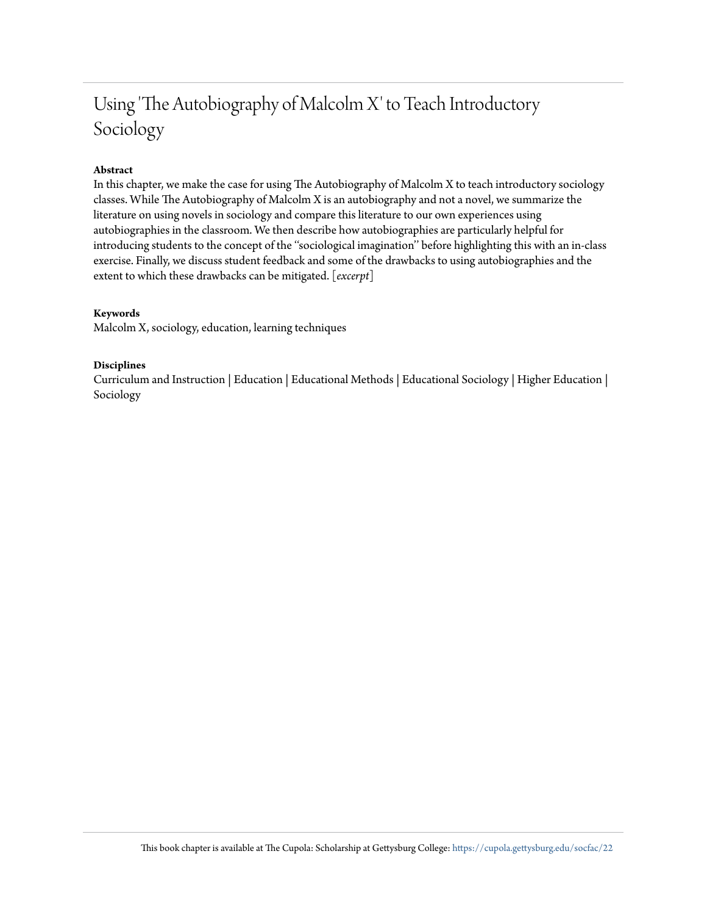# Using 'The Autobiography of Malcolm X' to Teach Introductory Sociology

**Abstract**

In this chapter, we make the case for using The Autobiography of Malcolm X to teach introductory sociology classes. While The Autobiography of Malcolm X is an autobiography and not a novel, we summarize the literature on using novels in sociology and compare this literature to our own experiences using autobiographies in the classroom. We then describe how autobiographies are particularly helpful for introducing students to the concept of the ''sociological imagination'' before highlighting this with an in-class exercise. Finally, we discuss student feedback and some of the drawbacks to using autobiographies and the extent to which these drawbacks can be mitigated. [*excerpt*]

**Keywords**

Malcolm X, sociology, education, learning techniques

**Disciplines**

Curriculum and Instruction | Education | Educational Methods | Educational Sociology | Higher Education | Sociology

This book chapter is available at The Cupola: Scholarship at Gettysburg College: https://cupola.gettysburg.edu/socfac/22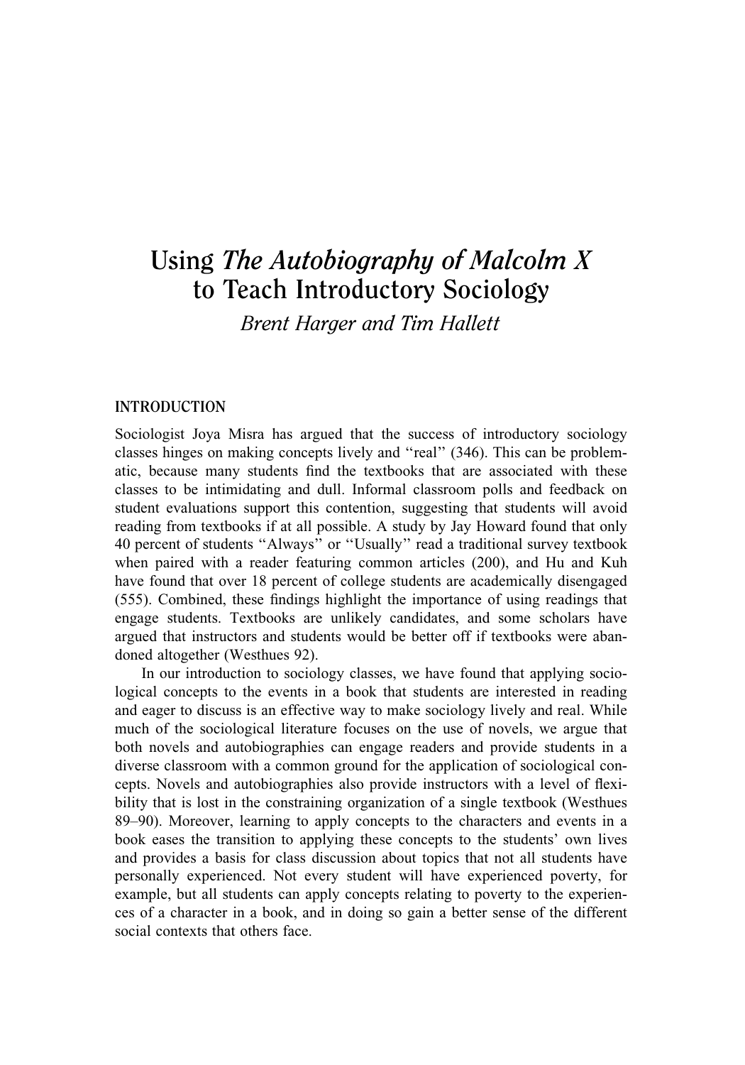# Using *The Autobiography of Malcolm X* to Teach Introductory Sociology

*Brent Harger and Tim Hallett*

## INTRODUCTION

Sociologist Joya Misra has argued that the success of introductory sociology classes hinges on making concepts lively and "real" (346). This can be problematic, because many students find the textbooks that are associated with these classes to be intimidating and dull. Informal classroom polls and feedback on student evaluations support this contention, suggesting that students will avoid reading from textbooks if at all possible. A study by Jay Howard found that only 40 percent of students "Always" or "Usually" read a traditional survey textbook when paired with a reader featuring common articles (200), and Hu and Kuh have found that over 18 percent of college students are academically disengaged (555). Combined, these findings highlight the importance of using readings that engage students. Textbooks are unlikely candidates, and some scholars have argued that instructors and students would be better off if textbooks were abandoned altogether (Westhues 92).

In our introduction to sociology classes, we have found that applying sociological concepts to the events in a book that students are interested in reading and eager to discuss is an effective way to make sociology lively and real. While much of the sociological literature focuses on the use of novels, we argue that both novels and autobiographies can engage readers and provide students in a diverse classroom with a common ground for the application of sociological concepts. Novels and autobiographies also provide instructors with a level of flexibility that is lost in the constraining organization of a single textbook (Westhues 89–90). Moreover, learning to apply concepts to the characters and events in a book eases the transition to applying these concepts to the students' own lives and provides a basis for class discussion about topics that not all students have personally experienced. Not every student will have experienced poverty, for example, but all students can apply concepts relating to poverty to the experiences of a character in a book, and in doing so gain a better sense of the different social contexts that others face.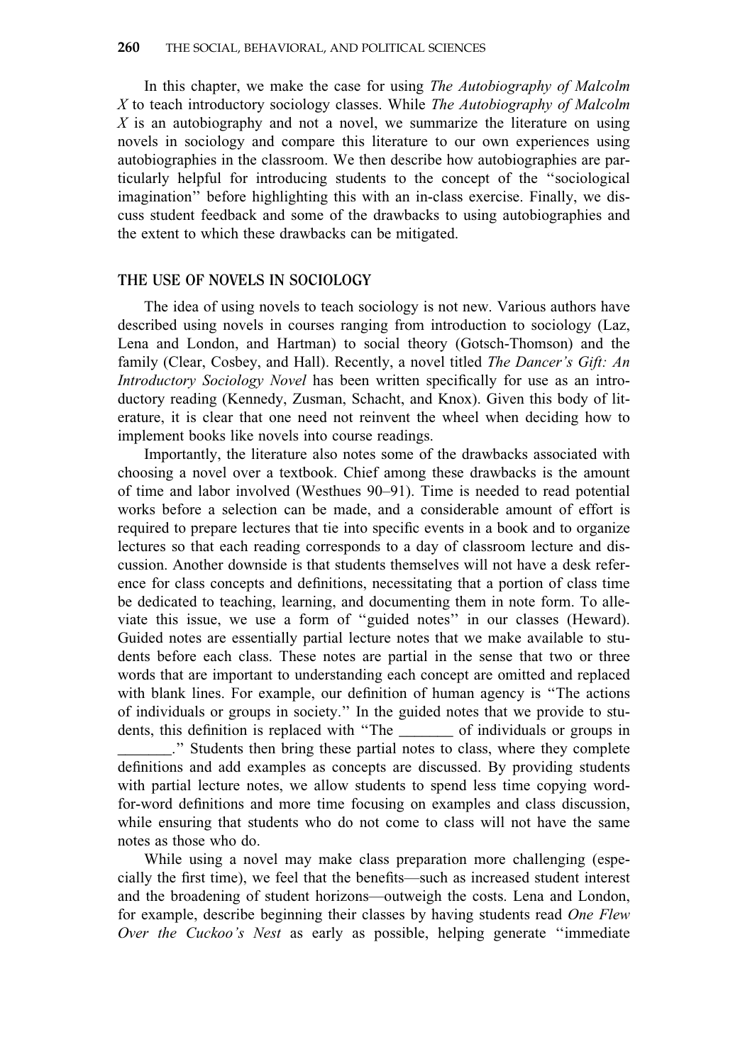In this chapter, we make the case for using *The Autobiography of Malcolm X* to teach introductory sociology classes. While *The Autobiography of Malcolm X* is an autobiography and not a novel, we summarize the literature on using novels in sociology and compare this literature to our own experiences using autobiographies in the classroom. We then describe how autobiographies are particularly helpful for introducing students to the concept of the ''sociological imagination'' before highlighting this with an in-class exercise. Finally, we discuss student feedback and some of the drawbacks to using autobiographies and the extent to which these drawbacks can be mitigated.

## THE USE OF NOVELS IN SOCIOLOGY

The idea of using novels to teach sociology is not new. Various authors have described using novels in courses ranging from introduction to sociology (Laz, Lena and London, and Hartman) to social theory (Gotsch-Thomson) and the family (Clear, Cosbey, and Hall). Recently, a novel titled *The Dancer's Gift: An Introductory Sociology Novel* has been written specifically for use as an introductory reading (Kennedy, Zusman, Schacht, and Knox). Given this body of literature, it is clear that one need not reinvent the wheel when deciding how to implement books like novels into course readings.

Importantly, the literature also notes some of the drawbacks associated with choosing a novel over a textbook. Chief among these drawbacks is the amount of time and labor involved (Westhues 90–91). Time is needed to read potential works before a selection can be made, and a considerable amount of effort is required to prepare lectures that tie into specific events in a book and to organize lectures so that each reading corresponds to a day of classroom lecture and discussion. Another downside is that students themselves will not have a desk reference for class concepts and definitions, necessitating that a portion of class time be dedicated to teaching, learning, and documenting them in note form. To alleviate this issue, we use a form of ''guided notes'' in our classes (Heward). Guided notes are essentially partial lecture notes that we make available to students before each class. These notes are partial in the sense that two or three words that are important to understanding each concept are omitted and replaced with blank lines. For example, our definition of human agency is ''The actions of individuals or groups in society.'' In the guided notes that we provide to students, this definition is replaced with ''The _______ of individuals or groups in _______.'' Students then bring these partial notes to class, where they complete definitions and add examples as concepts are discussed. By providing students with partial lecture notes, we allow students to spend less time copying word-for-word definitions and more time focusing on examples and class discussion, while ensuring that students who do not come to class will not have the same notes as those who do.

While using a novel may make class preparation more challenging (especially the first time), we feel that the benefits—such as increased student interest and the broadening of student horizons—outweigh the costs. Lena and London, for example, describe beginning their classes by having students read *One Flew Over the Cuckoo's Nest* as early as possible, helping generate ''immediate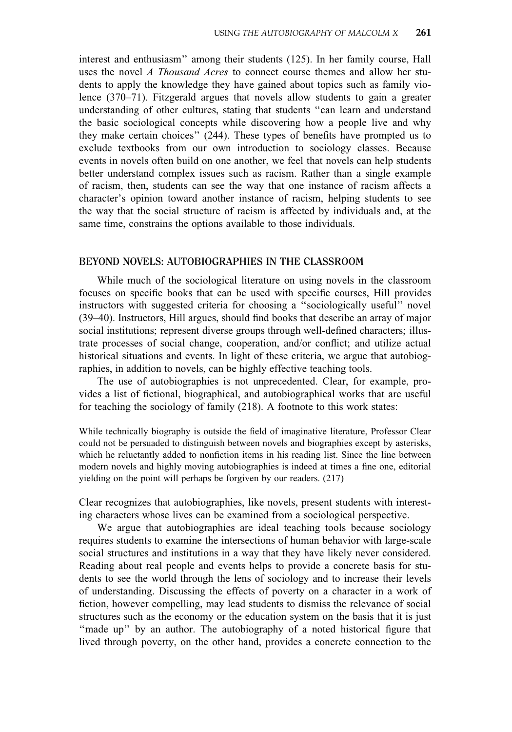interest and enthusiasm'' among their students (125). In her family course, Hall uses the novel *A Thousand Acres* to connect course themes and allow her students to apply the knowledge they have gained about topics such as family violence (370–71). Fitzgerald argues that novels allow students to gain a greater understanding of other cultures, stating that students ''can learn and understand the basic sociological concepts while discovering how a people live and why they make certain choices'' (244). These types of benefits have prompted us to exclude textbooks from our own introduction to sociology classes. Because events in novels often build on one another, we feel that novels can help students better understand complex issues such as racism. Rather than a single example of racism, then, students can see the way that one instance of racism affects a character's opinion toward another instance of racism, helping students to see the way that the social structure of racism is affected by individuals and, at the same time, constrains the options available to those individuals.

## BEYOND NOVELS: AUTOBIOGRAPHIES IN THE CLASSROOM

While much of the sociological literature on using novels in the classroom focuses on specific books that can be used with specific courses, Hill provides instructors with suggested criteria for choosing a ''sociologically useful'' novel (39–40). Instructors, Hill argues, should find books that describe an array of major social institutions; represent diverse groups through well-defined characters; illustrate processes of social change, cooperation, and/or conflict; and utilize actual historical situations and events. In light of these criteria, we argue that autobiographies, in addition to novels, can be highly effective teaching tools.

The use of autobiographies is not unprecedented. Clear, for example, provides a list of fictional, biographical, and autobiographical works that are useful for teaching the sociology of family (218). A footnote to this work states:

> While technically biography is outside the field of imaginative literature, Professor Clear could not be persuaded to distinguish between novels and biographies except by asterisks, which he reluctantly added to nonfiction items in his reading list. Since the line between modern novels and highly moving autobiographies is indeed at times a fine one, editorial yielding on the point will perhaps be forgiven by our readers. (217)

Clear recognizes that autobiographies, like novels, present students with interesting characters whose lives can be examined from a sociological perspective.

We argue that autobiographies are ideal teaching tools because sociology requires students to examine the intersections of human behavior with large-scale social structures and institutions in a way that they have likely never considered. Reading about real people and events helps to provide a concrete basis for students to see the world through the lens of sociology and to increase their levels of understanding. Discussing the effects of poverty on a character in a work of fiction, however compelling, may lead students to dismiss the relevance of social structures such as the economy or the education system on the basis that it is just ''made up'' by an author. The autobiography of a noted historical figure that lived through poverty, on the other hand, provides a concrete connection to the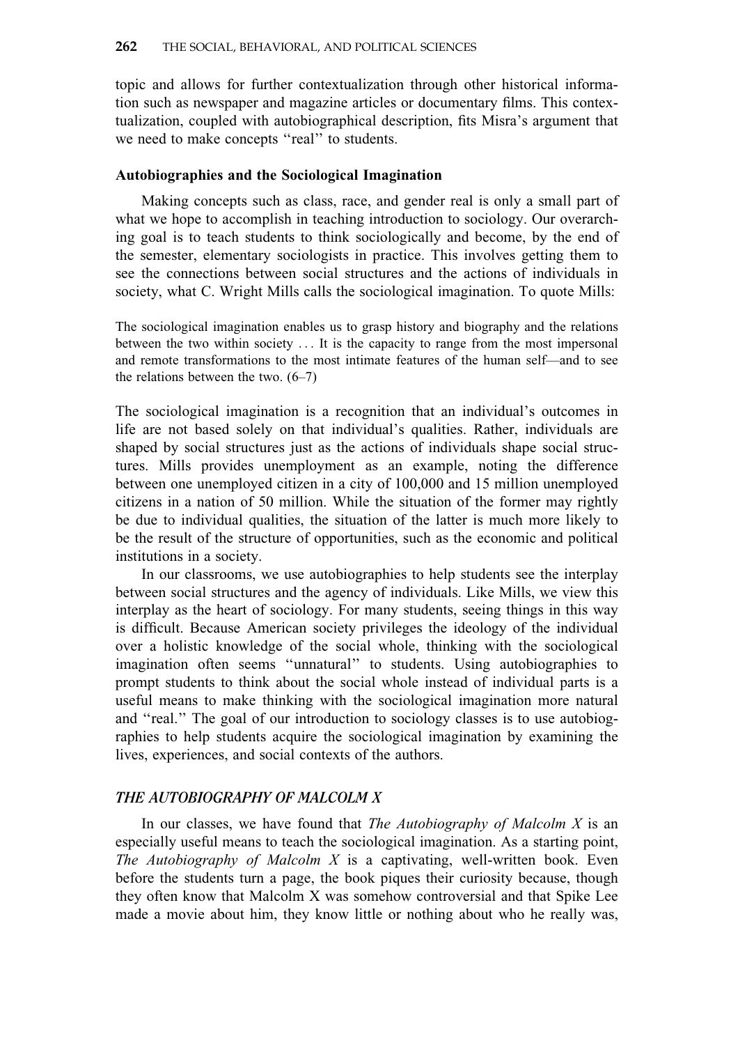topic and allows for further contextualization through other historical information such as newspaper and magazine articles or documentary films. This contextualization, coupled with autobiographical description, fits Misra's argument that we need to make concepts "real" to students.

### Autobiographies and the Sociological Imagination

Making concepts such as class, race, and gender real is only a small part of what we hope to accomplish in teaching introduction to sociology. Our overarching goal is to teach students to think sociologically and become, by the end of the semester, elementary sociologists in practice. This involves getting them to see the connections between social structures and the actions of individuals in society, what C. Wright Mills calls the sociological imagination. To quote Mills:

> The sociological imagination enables us to grasp history and biography and the relations between the two within society . . . It is the capacity to range from the most impersonal and remote transformations to the most intimate features of the human self—and to see the relations between the two. (6–7)

The sociological imagination is a recognition that an individual's outcomes in life are not based solely on that individual's qualities. Rather, individuals are shaped by social structures just as the actions of individuals shape social structures. Mills provides unemployment as an example, noting the difference between one unemployed citizen in a city of 100,000 and 15 million unemployed citizens in a nation of 50 million. While the situation of the former may rightly be due to individual qualities, the situation of the latter is much more likely to be the result of the structure of opportunities, such as the economic and political institutions in a society.

In our classrooms, we use autobiographies to help students see the interplay between social structures and the agency of individuals. Like Mills, we view this interplay as the heart of sociology. For many students, seeing things in this way is difficult. Because American society privileges the ideology of the individual over a holistic knowledge of the social whole, thinking with the sociological imagination often seems "unnatural" to students. Using autobiographies to prompt students to think about the social whole instead of individual parts is a useful means to make thinking with the sociological imagination more natural and "real." The goal of our introduction to sociology classes is to use autobiographies to help students acquire the sociological imagination by examining the lives, experiences, and social contexts of the authors.

## *THE AUTOBIOGRAPHY OF MALCOLM X*

In our classes, we have found that *The Autobiography of Malcolm X* is an especially useful means to teach the sociological imagination. As a starting point, *The Autobiography of Malcolm X* is a captivating, well-written book. Even before the students turn a page, the book piques their curiosity because, though they often know that Malcolm X was somehow controversial and that Spike Lee made a movie about him, they know little or nothing about who he really was,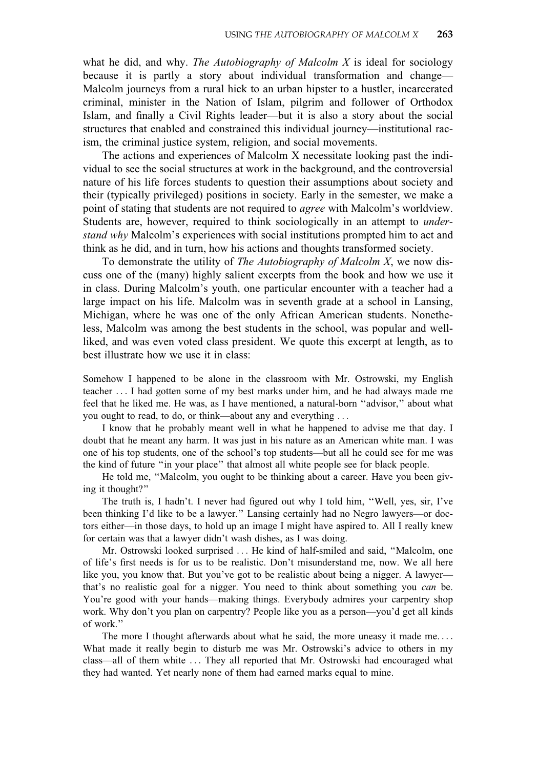what he did, and why. *The Autobiography of Malcolm X* is ideal for sociology because it is partly a story about individual transformation and change—Malcolm journeys from a rural hick to an urban hipster to a hustler, incarcerated criminal, minister in the Nation of Islam, pilgrim and follower of Orthodox Islam, and finally a Civil Rights leader—but it is also a story about the social structures that enabled and constrained this individual journey—institutional racism, the criminal justice system, religion, and social movements.

The actions and experiences of Malcolm X necessitate looking past the individual to see the social structures at work in the background, and the controversial nature of his life forces students to question their assumptions about society and their (typically privileged) positions in society. Early in the semester, we make a point of stating that students are not required to *agree* with Malcolm's worldview. Students are, however, required to think sociologically in an attempt to *understand why* Malcolm's experiences with social institutions prompted him to act and think as he did, and in turn, how his actions and thoughts transformed society.

To demonstrate the utility of *The Autobiography of Malcolm X*, we now discuss one of the (many) highly salient excerpts from the book and how we use it in class. During Malcolm's youth, one particular encounter with a teacher had a large impact on his life. Malcolm was in seventh grade at a school in Lansing, Michigan, where he was one of the only African American students. Nonetheless, Malcolm was among the best students in the school, was popular and well-liked, and was even voted class president. We quote this excerpt at length, as to best illustrate how we use it in class:

> Somehow I happened to be alone in the classroom with Mr. Ostrowski, my English teacher ... I had gotten some of my best marks under him, and he had always made me feel that he liked me. He was, as I have mentioned, a natural-born "advisor," about what you ought to read, to do, or think—about any and everything ...
>
> I know that he probably meant well in what he happened to advise me that day. I doubt that he meant any harm. It was just in his nature as an American white man. I was one of his top students, one of the school's top students—but all he could see for me was the kind of future "in your place" that almost all white people see for black people.
>
> He told me, "Malcolm, you ought to be thinking about a career. Have you been giving it thought?"
>
> The truth is, I hadn't. I never had figured out why I told him, "Well, yes, sir, I've been thinking I'd like to be a lawyer." Lansing certainly had no Negro lawyers—or doctors either—in those days, to hold up an image I might have aspired to. All I really knew for certain was that a lawyer didn't wash dishes, as I was doing.
>
> Mr. Ostrowski looked surprised ... He kind of half-smiled and said, "Malcolm, one of life's first needs is for us to be realistic. Don't misunderstand me, now. We all here like you, you know that. But you've got to be realistic about being a nigger. A lawyer—that's no realistic goal for a nigger. You need to think about something you *can* be. You're good with your hands—making things. Everybody admires your carpentry shop work. Why don't you plan on carpentry? People like you as a person—you'd get all kinds of work."
>
> The more I thought afterwards about what he said, the more uneasy it made me. ... What made it really begin to disturb me was Mr. Ostrowski's advice to others in my class—all of them white ... They all reported that Mr. Ostrowski had encouraged what they had wanted. Yet nearly none of them had earned marks equal to mine.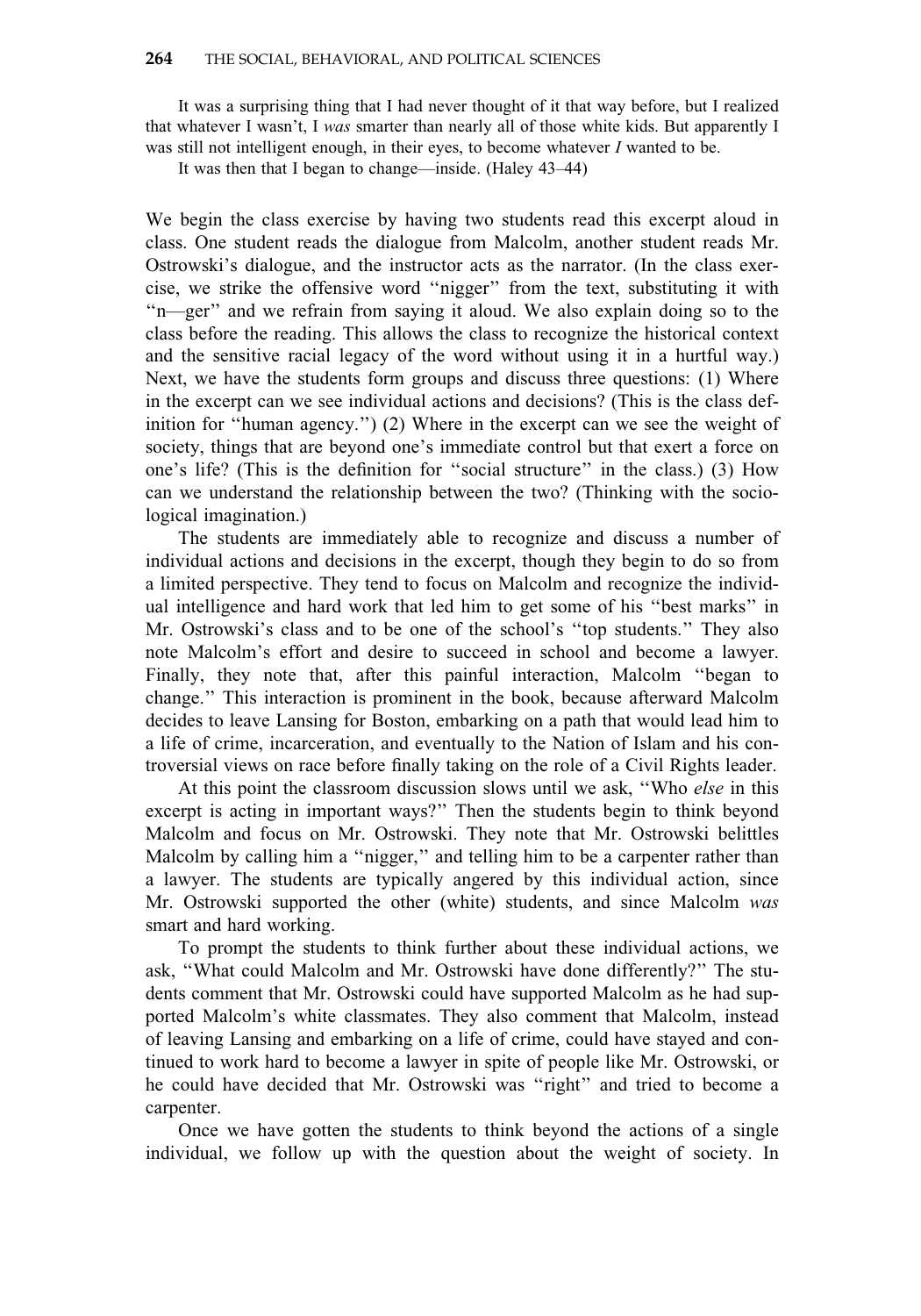It was a surprising thing that I had never thought of it that way before, but I realized that whatever I wasn't, I *was* smarter than nearly all of those white kids. But apparently I was still not intelligent enough, in their eyes, to become whatever *I* wanted to be.

It was then that I began to change—inside. (Haley 43–44)

We begin the class exercise by having two students read this excerpt aloud in class. One student reads the dialogue from Malcolm, another student reads Mr. Ostrowski's dialogue, and the instructor acts as the narrator. (In the class exercise, we strike the offensive word "nigger" from the text, substituting it with "n—ger" and we refrain from saying it aloud. We also explain doing so to the class before the reading. This allows the class to recognize the historical context and the sensitive racial legacy of the word without using it in a hurtful way.) Next, we have the students form groups and discuss three questions: (1) Where in the excerpt can we see individual actions and decisions? (This is the class definition for "human agency.") (2) Where in the excerpt can we see the weight of society, things that are beyond one's immediate control but that exert a force on one's life? (This is the definition for "social structure" in the class.) (3) How can we understand the relationship between the two? (Thinking with the sociological imagination.)

The students are immediately able to recognize and discuss a number of individual actions and decisions in the excerpt, though they begin to do so from a limited perspective. They tend to focus on Malcolm and recognize the individual intelligence and hard work that led him to get some of his "best marks" in Mr. Ostrowski's class and to be one of the school's "top students." They also note Malcolm's effort and desire to succeed in school and become a lawyer. Finally, they note that, after this painful interaction, Malcolm "began to change." This interaction is prominent in the book, because afterward Malcolm decides to leave Lansing for Boston, embarking on a path that would lead him to a life of crime, incarceration, and eventually to the Nation of Islam and his controversial views on race before finally taking on the role of a Civil Rights leader.

At this point the classroom discussion slows until we ask, "Who *else* in this excerpt is acting in important ways?" Then the students begin to think beyond Malcolm and focus on Mr. Ostrowski. They note that Mr. Ostrowski belittles Malcolm by calling him a "nigger," and telling him to be a carpenter rather than a lawyer. The students are typically angered by this individual action, since Mr. Ostrowski supported the other (white) students, and since Malcolm *was* smart and hard working.

To prompt the students to think further about these individual actions, we ask, "What could Malcolm and Mr. Ostrowski have done differently?" The students comment that Mr. Ostrowski could have supported Malcolm as he had supported Malcolm's white classmates. They also comment that Malcolm, instead of leaving Lansing and embarking on a life of crime, could have stayed and continued to work hard to become a lawyer in spite of people like Mr. Ostrowski, or he could have decided that Mr. Ostrowski was "right" and tried to become a carpenter.

Once we have gotten the students to think beyond the actions of a single individual, we follow up with the question about the weight of society. In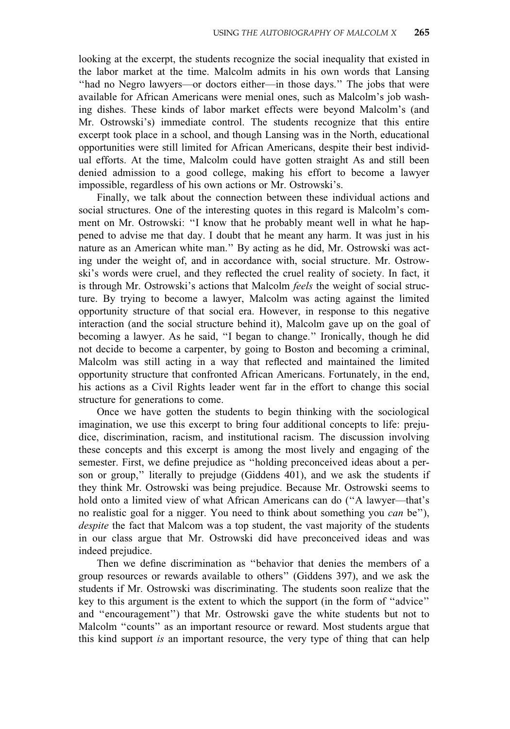looking at the excerpt, the students recognize the social inequality that existed in the labor market at the time. Malcolm admits in his own words that Lansing ''had no Negro lawyers—or doctors either—in those days.'' The jobs that were available for African Americans were menial ones, such as Malcolm's job washing dishes. These kinds of labor market effects were beyond Malcolm's (and Mr. Ostrowski's) immediate control. The students recognize that this entire excerpt took place in a school, and though Lansing was in the North, educational opportunities were still limited for African Americans, despite their best individual efforts. At the time, Malcolm could have gotten straight As and still been denied admission to a good college, making his effort to become a lawyer impossible, regardless of his own actions or Mr. Ostrowski's.

Finally, we talk about the connection between these individual actions and social structures. One of the interesting quotes in this regard is Malcolm's comment on Mr. Ostrowski: ''I know that he probably meant well in what he happened to advise me that day. I doubt that he meant any harm. It was just in his nature as an American white man.'' By acting as he did, Mr. Ostrowski was acting under the weight of, and in accordance with, social structure. Mr. Ostrowski's words were cruel, and they reflected the cruel reality of society. In fact, it is through Mr. Ostrowski's actions that Malcolm *feels* the weight of social structure. By trying to become a lawyer, Malcolm was acting against the limited opportunity structure of that social era. However, in response to this negative interaction (and the social structure behind it), Malcolm gave up on the goal of becoming a lawyer. As he said, ''I began to change.'' Ironically, though he did not decide to become a carpenter, by going to Boston and becoming a criminal, Malcolm was still acting in a way that reflected and maintained the limited opportunity structure that confronted African Americans. Fortunately, in the end, his actions as a Civil Rights leader went far in the effort to change this social structure for generations to come.

Once we have gotten the students to begin thinking with the sociological imagination, we use this excerpt to bring four additional concepts to life: prejudice, discrimination, racism, and institutional racism. The discussion involving these concepts and this excerpt is among the most lively and engaging of the semester. First, we define prejudice as ''holding preconceived ideas about a person or group,'' literally to prejudge (Giddens 401), and we ask the students if they think Mr. Ostrowski was being prejudice. Because Mr. Ostrowski seems to hold onto a limited view of what African Americans can do (''A lawyer—that's no realistic goal for a nigger. You need to think about something you *can* be''), *despite* the fact that Malcom was a top student, the vast majority of the students in our class argue that Mr. Ostrowski did have preconceived ideas and was indeed prejudice.

Then we define discrimination as ''behavior that denies the members of a group resources or rewards available to others'' (Giddens 397), and we ask the students if Mr. Ostrowski was discriminating. The students soon realize that the key to this argument is the extent to which the support (in the form of ''advice'' and ''encouragement'') that Mr. Ostrowski gave the white students but not to Malcolm ''counts'' as an important resource or reward. Most students argue that this kind support *is* an important resource, the very type of thing that can help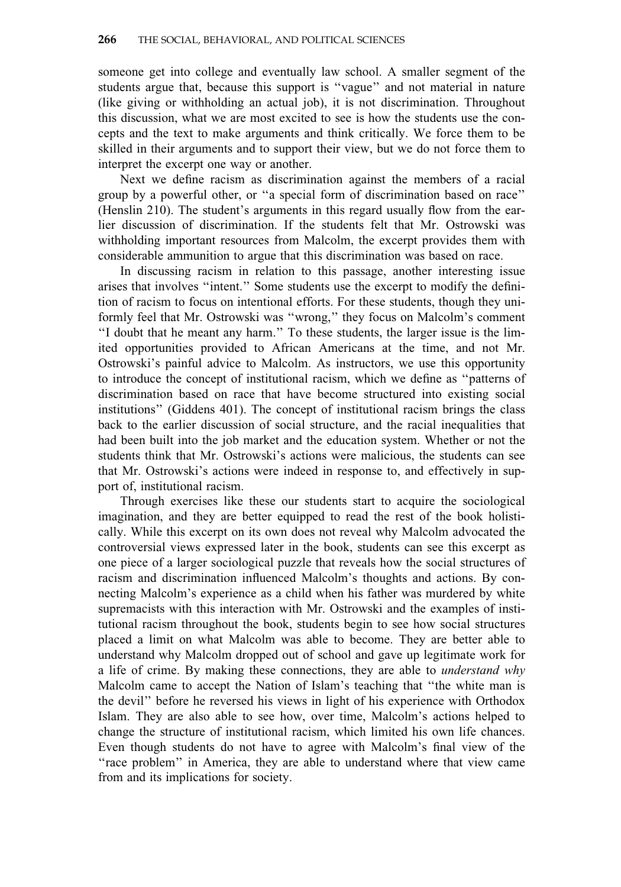someone get into college and eventually law school. A smaller segment of the students argue that, because this support is ''vague'' and not material in nature (like giving or withholding an actual job), it is not discrimination. Throughout this discussion, what we are most excited to see is how the students use the concepts and the text to make arguments and think critically. We force them to be skilled in their arguments and to support their view, but we do not force them to interpret the excerpt one way or another.

Next we define racism as discrimination against the members of a racial group by a powerful other, or ''a special form of discrimination based on race'' (Henslin 210). The student's arguments in this regard usually flow from the earlier discussion of discrimination. If the students felt that Mr. Ostrowski was withholding important resources from Malcolm, the excerpt provides them with considerable ammunition to argue that this discrimination was based on race.

In discussing racism in relation to this passage, another interesting issue arises that involves ''intent.'' Some students use the excerpt to modify the definition of racism to focus on intentional efforts. For these students, though they uniformly feel that Mr. Ostrowski was ''wrong,'' they focus on Malcolm's comment ''I doubt that he meant any harm.'' To these students, the larger issue is the limited opportunities provided to African Americans at the time, and not Mr. Ostrowski's painful advice to Malcolm. As instructors, we use this opportunity to introduce the concept of institutional racism, which we define as ''patterns of discrimination based on race that have become structured into existing social institutions'' (Giddens 401). The concept of institutional racism brings the class back to the earlier discussion of social structure, and the racial inequalities that had been built into the job market and the education system. Whether or not the students think that Mr. Ostrowski's actions were malicious, the students can see that Mr. Ostrowski's actions were indeed in response to, and effectively in support of, institutional racism.

Through exercises like these our students start to acquire the sociological imagination, and they are better equipped to read the rest of the book holistically. While this excerpt on its own does not reveal why Malcolm advocated the controversial views expressed later in the book, students can see this excerpt as one piece of a larger sociological puzzle that reveals how the social structures of racism and discrimination influenced Malcolm's thoughts and actions. By connecting Malcolm's experience as a child when his father was murdered by white supremacists with this interaction with Mr. Ostrowski and the examples of institutional racism throughout the book, students begin to see how social structures placed a limit on what Malcolm was able to become. They are better able to understand why Malcolm dropped out of school and gave up legitimate work for a life of crime. By making these connections, they are able to *understand why* Malcolm came to accept the Nation of Islam's teaching that ''the white man is the devil'' before he reversed his views in light of his experience with Orthodox Islam. They are also able to see how, over time, Malcolm's actions helped to change the structure of institutional racism, which limited his own life chances. Even though students do not have to agree with Malcolm's final view of the ''race problem'' in America, they are able to understand where that view came from and its implications for society.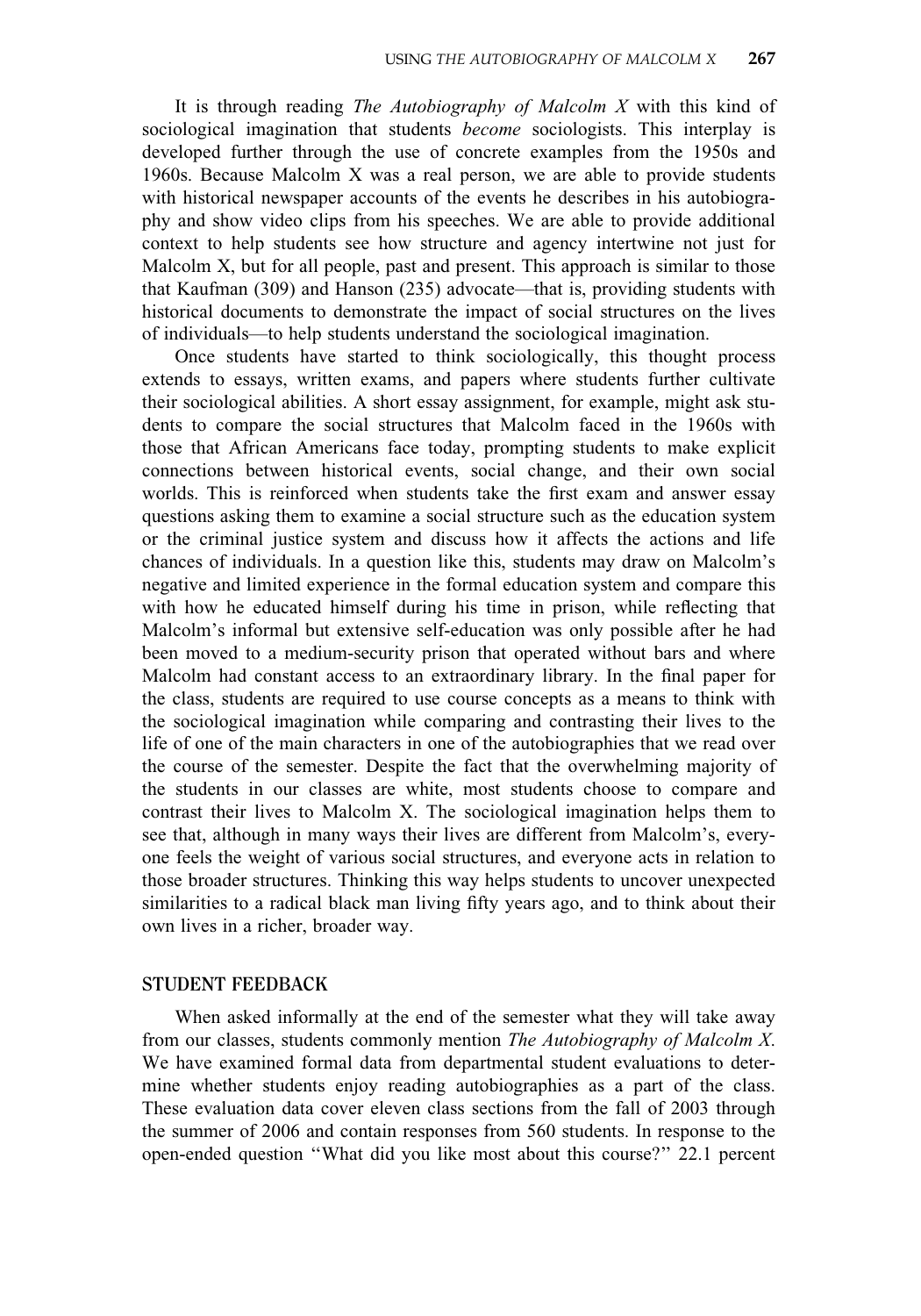It is through reading *The Autobiography of Malcolm X* with this kind of sociological imagination that students *become* sociologists. This interplay is developed further through the use of concrete examples from the 1950s and 1960s. Because Malcolm X was a real person, we are able to provide students with historical newspaper accounts of the events he describes in his autobiography and show video clips from his speeches. We are able to provide additional context to help students see how structure and agency intertwine not just for Malcolm X, but for all people, past and present. This approach is similar to those that Kaufman (309) and Hanson (235) advocate—that is, providing students with historical documents to demonstrate the impact of social structures on the lives of individuals—to help students understand the sociological imagination.

Once students have started to think sociologically, this thought process extends to essays, written exams, and papers where students further cultivate their sociological abilities. A short essay assignment, for example, might ask students to compare the social structures that Malcolm faced in the 1960s with those that African Americans face today, prompting students to make explicit connections between historical events, social change, and their own social worlds. This is reinforced when students take the first exam and answer essay questions asking them to examine a social structure such as the education system or the criminal justice system and discuss how it affects the actions and life chances of individuals. In a question like this, students may draw on Malcolm's negative and limited experience in the formal education system and compare this with how he educated himself during his time in prison, while reflecting that Malcolm's informal but extensive self-education was only possible after he had been moved to a medium-security prison that operated without bars and where Malcolm had constant access to an extraordinary library. In the final paper for the class, students are required to use course concepts as a means to think with the sociological imagination while comparing and contrasting their lives to the life of one of the main characters in one of the autobiographies that we read over the course of the semester. Despite the fact that the overwhelming majority of the students in our classes are white, most students choose to compare and contrast their lives to Malcolm X. The sociological imagination helps them to see that, although in many ways their lives are different from Malcolm's, everyone feels the weight of various social structures, and everyone acts in relation to those broader structures. Thinking this way helps students to uncover unexpected similarities to a radical black man living fifty years ago, and to think about their own lives in a richer, broader way.

## STUDENT FEEDBACK

When asked informally at the end of the semester what they will take away from our classes, students commonly mention *The Autobiography of Malcolm X*. We have examined formal data from departmental student evaluations to determine whether students enjoy reading autobiographies as a part of the class. These evaluation data cover eleven class sections from the fall of 2003 through the summer of 2006 and contain responses from 560 students. In response to the open-ended question "What did you like most about this course?" 22.1 percent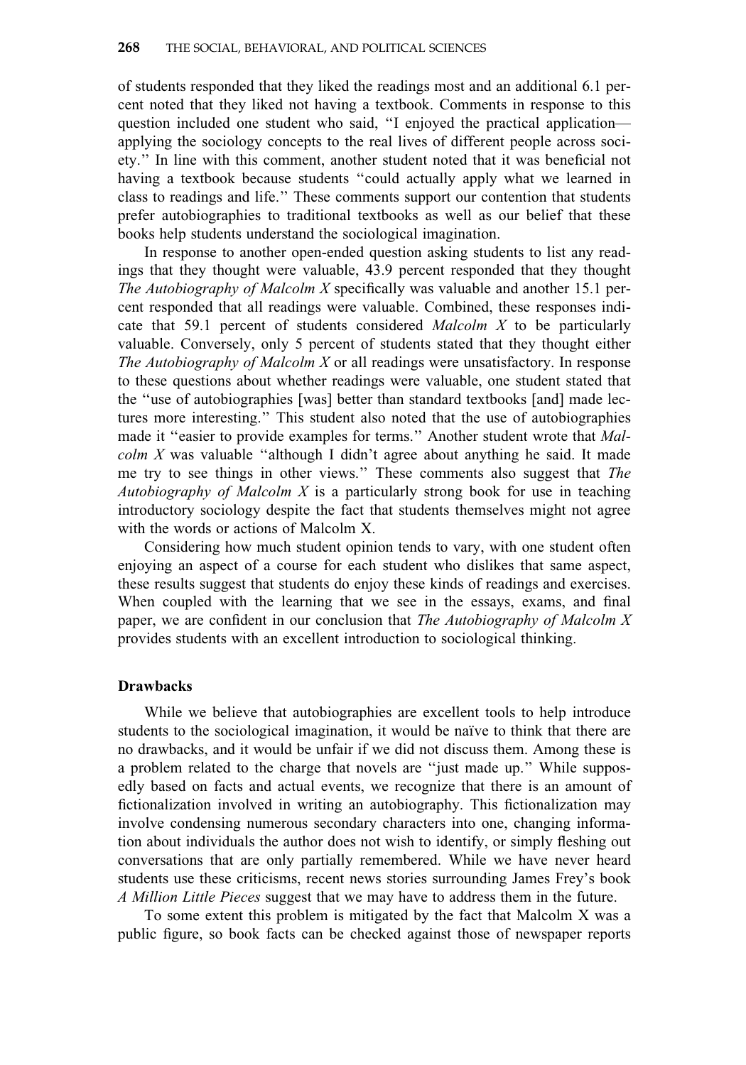of students responded that they liked the readings most and an additional 6.1 percent noted that they liked not having a textbook. Comments in response to this question included one student who said, "I enjoyed the practical application—applying the sociology concepts to the real lives of different people across society." In line with this comment, another student noted that it was beneficial not having a textbook because students "could actually apply what we learned in class to readings and life." These comments support our contention that students prefer autobiographies to traditional textbooks as well as our belief that these books help students understand the sociological imagination.

In response to another open-ended question asking students to list any readings that they thought were valuable, 43.9 percent responded that they thought *The Autobiography of Malcolm X* specifically was valuable and another 15.1 percent responded that all readings were valuable. Combined, these responses indicate that 59.1 percent of students considered *Malcolm X* to be particularly valuable. Conversely, only 5 percent of students stated that they thought either *The Autobiography of Malcolm X* or all readings were unsatisfactory. In response to these questions about whether readings were valuable, one student stated that the "use of autobiographies [was] better than standard textbooks [and] made lectures more interesting." This student also noted that the use of autobiographies made it "easier to provide examples for terms." Another student wrote that *Malcolm X* was valuable "although I didn't agree about anything he said. It made me try to see things in other views." These comments also suggest that *The Autobiography of Malcolm X* is a particularly strong book for use in teaching introductory sociology despite the fact that students themselves might not agree with the words or actions of Malcolm X.

Considering how much student opinion tends to vary, with one student often enjoying an aspect of a course for each student who dislikes that same aspect, these results suggest that students do enjoy these kinds of readings and exercises. When coupled with the learning that we see in the essays, exams, and final paper, we are confident in our conclusion that *The Autobiography of Malcolm X* provides students with an excellent introduction to sociological thinking.

### Drawbacks

While we believe that autobiographies are excellent tools to help introduce students to the sociological imagination, it would be naïve to think that there are no drawbacks, and it would be unfair if we did not discuss them. Among these is a problem related to the charge that novels are "just made up." While supposedly based on facts and actual events, we recognize that there is an amount of fictionalization involved in writing an autobiography. This fictionalization may involve condensing numerous secondary characters into one, changing information about individuals the author does not wish to identify, or simply fleshing out conversations that are only partially remembered. While we have never heard students use these criticisms, recent news stories surrounding James Frey's book *A Million Little Pieces* suggest that we may have to address them in the future.

To some extent this problem is mitigated by the fact that Malcolm X was a public figure, so book facts can be checked against those of newspaper reports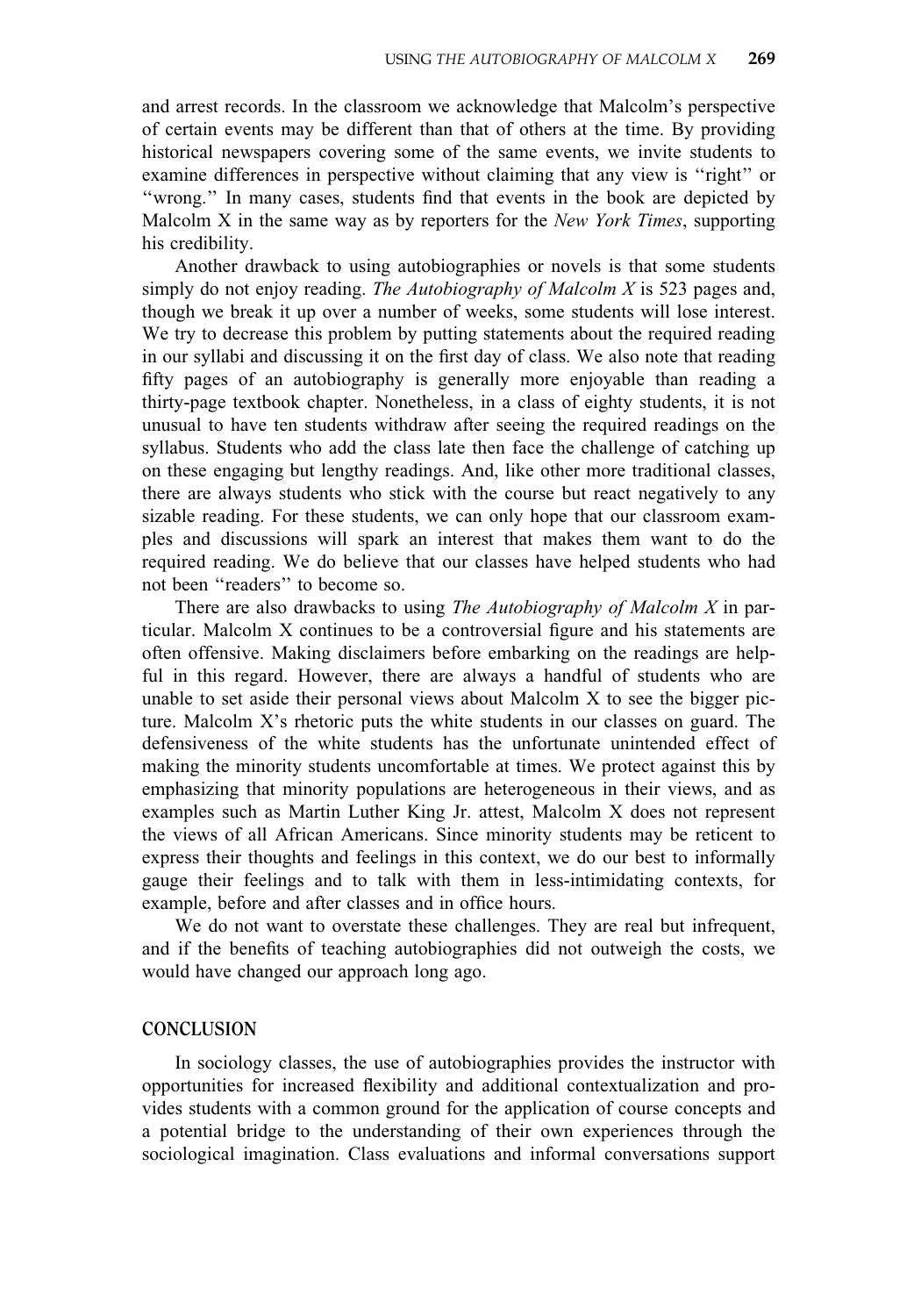and arrest records. In the classroom we acknowledge that Malcolm's perspective of certain events may be different than that of others at the time. By providing historical newspapers covering some of the same events, we invite students to examine differences in perspective without claiming that any view is ''right'' or ''wrong.'' In many cases, students find that events in the book are depicted by Malcolm X in the same way as by reporters for the *New York Times*, supporting his credibility.

Another drawback to using autobiographies or novels is that some students simply do not enjoy reading. *The Autobiography of Malcolm X* is 523 pages and, though we break it up over a number of weeks, some students will lose interest. We try to decrease this problem by putting statements about the required reading in our syllabi and discussing it on the first day of class. We also note that reading fifty pages of an autobiography is generally more enjoyable than reading a thirty-page textbook chapter. Nonetheless, in a class of eighty students, it is not unusual to have ten students withdraw after seeing the required readings on the syllabus. Students who add the class late then face the challenge of catching up on these engaging but lengthy readings. And, like other more traditional classes, there are always students who stick with the course but react negatively to any sizable reading. For these students, we can only hope that our classroom examples and discussions will spark an interest that makes them want to do the required reading. We do believe that our classes have helped students who had not been ''readers'' to become so.

There are also drawbacks to using *The Autobiography of Malcolm X* in particular. Malcolm X continues to be a controversial figure and his statements are often offensive. Making disclaimers before embarking on the readings are helpful in this regard. However, there are always a handful of students who are unable to set aside their personal views about Malcolm X to see the bigger picture. Malcolm X's rhetoric puts the white students in our classes on guard. The defensiveness of the white students has the unfortunate unintended effect of making the minority students uncomfortable at times. We protect against this by emphasizing that minority populations are heterogeneous in their views, and as examples such as Martin Luther King Jr. attest, Malcolm X does not represent the views of all African Americans. Since minority students may be reticent to express their thoughts and feelings in this context, we do our best to informally gauge their feelings and to talk with them in less-intimidating contexts, for example, before and after classes and in office hours.

We do not want to overstate these challenges. They are real but infrequent, and if the benefits of teaching autobiographies did not outweigh the costs, we would have changed our approach long ago.

## CONCLUSION

In sociology classes, the use of autobiographies provides the instructor with opportunities for increased flexibility and additional contextualization and provides students with a common ground for the application of course concepts and a potential bridge to the understanding of their own experiences through the sociological imagination. Class evaluations and informal conversations support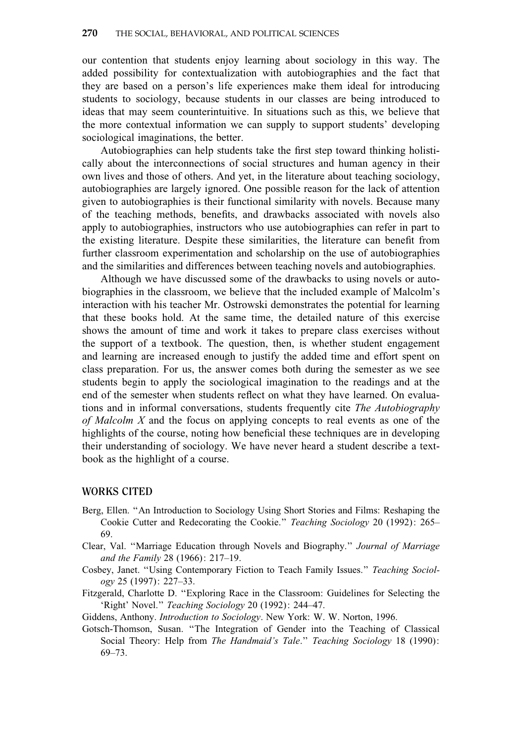our contention that students enjoy learning about sociology in this way. The added possibility for contextualization with autobiographies and the fact that they are based on a person's life experiences make them ideal for introducing students to sociology, because students in our classes are being introduced to ideas that may seem counterintuitive. In situations such as this, we believe that the more contextual information we can supply to support students' developing sociological imaginations, the better.

Autobiographies can help students take the first step toward thinking holistically about the interconnections of social structures and human agency in their own lives and those of others. And yet, in the literature about teaching sociology, autobiographies are largely ignored. One possible reason for the lack of attention given to autobiographies is their functional similarity with novels. Because many of the teaching methods, benefits, and drawbacks associated with novels also apply to autobiographies, instructors who use autobiographies can refer in part to the existing literature. Despite these similarities, the literature can benefit from further classroom experimentation and scholarship on the use of autobiographies and the similarities and differences between teaching novels and autobiographies.

Although we have discussed some of the drawbacks to using novels or autobiographies in the classroom, we believe that the included example of Malcolm's interaction with his teacher Mr. Ostrowski demonstrates the potential for learning that these books hold. At the same time, the detailed nature of this exercise shows the amount of time and work it takes to prepare class exercises without the support of a textbook. The question, then, is whether student engagement and learning are increased enough to justify the added time and effort spent on class preparation. For us, the answer comes both during the semester as we see students begin to apply the sociological imagination to the readings and at the end of the semester when students reflect on what they have learned. On evaluations and in informal conversations, students frequently cite *The Autobiography of Malcolm X* and the focus on applying concepts to real events as one of the highlights of the course, noting how beneficial these techniques are in developing their understanding of sociology. We have never heard a student describe a textbook as the highlight of a course.

## WORKS CITED

Berg, Ellen. "An Introduction to Sociology Using Short Stories and Films: Reshaping the Cookie Cutter and Redecorating the Cookie." *Teaching Sociology* 20 (1992): 265–69.

Clear, Val. "Marriage Education through Novels and Biography." *Journal of Marriage and the Family* 28 (1966): 217–19.

Cosbey, Janet. "Using Contemporary Fiction to Teach Family Issues." *Teaching Sociology* 25 (1997): 227–33.

Fitzgerald, Charlotte D. "Exploring Race in the Classroom: Guidelines for Selecting the 'Right' Novel." *Teaching Sociology* 20 (1992): 244–47.

Giddens, Anthony. *Introduction to Sociology*. New York: W. W. Norton, 1996.

Gotsch-Thomson, Susan. "The Integration of Gender into the Teaching of Classical Social Theory: Help from *The Handmaid's Tale*." *Teaching Sociology* 18 (1990): 69–73.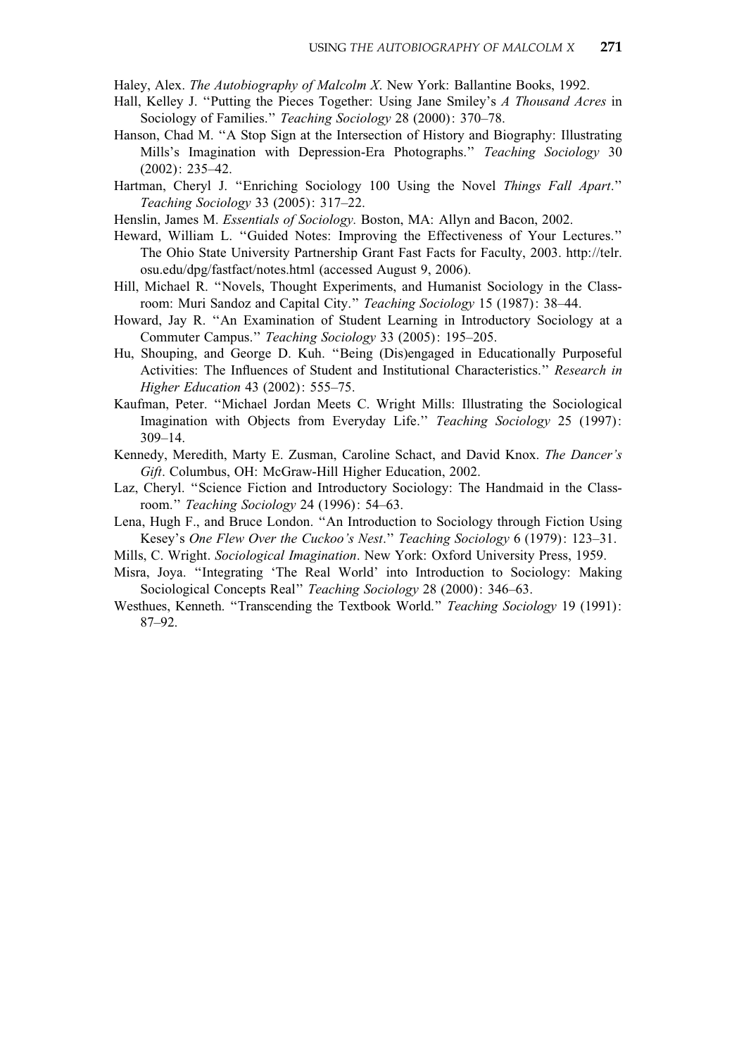Haley, Alex. *The Autobiography of Malcolm X*. New York: Ballantine Books, 1992.

Hall, Kelley J. ''Putting the Pieces Together: Using Jane Smiley's *A Thousand Acres* in Sociology of Families.'' *Teaching Sociology* 28 (2000): 370–78.

Hanson, Chad M. ''A Stop Sign at the Intersection of History and Biography: Illustrating Mills's Imagination with Depression-Era Photographs.'' *Teaching Sociology* 30 (2002): 235–42.

Hartman, Cheryl J. ''Enriching Sociology 100 Using the Novel *Things Fall Apart*.'' *Teaching Sociology* 33 (2005): 317–22.

Henslin, James M. *Essentials of Sociology.* Boston, MA: Allyn and Bacon, 2002.

Heward, William L. ''Guided Notes: Improving the Effectiveness of Your Lectures.'' The Ohio State University Partnership Grant Fast Facts for Faculty, 2003. http://telr.osu.edu/dpg/fastfact/notes.html (accessed August 9, 2006).

Hill, Michael R. ''Novels, Thought Experiments, and Humanist Sociology in the Classroom: Muri Sandoz and Capital City.'' *Teaching Sociology* 15 (1987): 38–44.

Howard, Jay R. ''An Examination of Student Learning in Introductory Sociology at a Commuter Campus.'' *Teaching Sociology* 33 (2005): 195–205.

Hu, Shouping, and George D. Kuh. ''Being (Dis)engaged in Educationally Purposeful Activities: The Influences of Student and Institutional Characteristics.'' *Research in Higher Education* 43 (2002): 555–75.

Kaufman, Peter. ''Michael Jordan Meets C. Wright Mills: Illustrating the Sociological Imagination with Objects from Everyday Life.'' *Teaching Sociology* 25 (1997): 309–14.

Kennedy, Meredith, Marty E. Zusman, Caroline Schact, and David Knox. *The Dancer's Gift*. Columbus, OH: McGraw-Hill Higher Education, 2002.

Laz, Cheryl. ''Science Fiction and Introductory Sociology: The Handmaid in the Classroom.'' *Teaching Sociology* 24 (1996): 54–63.

Lena, Hugh F., and Bruce London. ''An Introduction to Sociology through Fiction Using Kesey's *One Flew Over the Cuckoo's Nest*.'' *Teaching Sociology* 6 (1979): 123–31.

Mills, C. Wright. *Sociological Imagination*. New York: Oxford University Press, 1959.

Misra, Joya. ''Integrating 'The Real World' into Introduction to Sociology: Making Sociological Concepts Real'' *Teaching Sociology* 28 (2000): 346–63.

Westhues, Kenneth. ''Transcending the Textbook World.'' *Teaching Sociology* 19 (1991): 87–92.